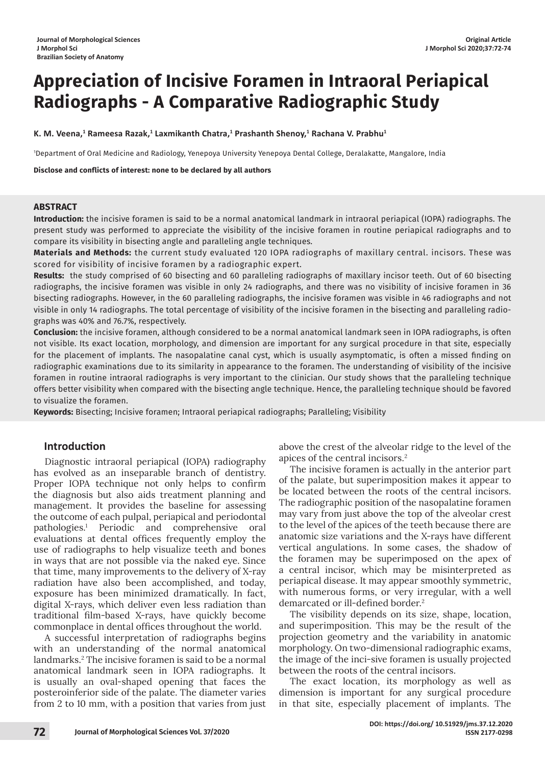# Appreciation of Incisive Foramen in Intraoral Periapical Radiographs - A Comparative Radiographic Study

**K. M. Veena,[1] Rameesa Razak,[1] Laxmikanth Chatra,[1] Prashanth Shenoy,[1] Rachana V. Prabhu[1]**

[1]Department of Oral Medicine and Radiology, Yenepoya University Yenepoya Dental College, Deralakatte, Mangalore, India

**Disclose and conflicts of interest: none to be declared by all authors**

## ABSTRACT

**Introduction:** the incisive foramen is said to be a normal anatomical landmark in intraoral periapical (IOPA) radiographs. The present study was performed to appreciate the visibility of the incisive foramen in routine periapical radiographs and to compare its visibility in bisecting angle and paralleling angle techniques.

**Materials and Methods:** the current study evaluated 120 IOPA radiographs of maxillary central. incisors. These was scored for visibility of incisive foramen by a radiographic expert.

**Results:** the study comprised of 60 bisecting and 60 paralleling radiographs of maxillary incisor teeth. Out of 60 bisecting radiographs, the incisive foramen was visible in only 24 radiographs, and there was no visibility of incisive foramen in 36 bisecting radiographs. However, in the 60 paralleling radiographs, the incisive foramen was visible in 46 radiographs and not visible in only 14 radiographs. The total percentage of visibility of the incisive foramen in the bisecting and paralleling radiographs was 40% and 76.7%, respectively.

**Conclusion:** the incisive foramen, although considered to be a normal anatomical landmark seen in IOPA radiographs, is often not visible. Its exact location, morphology, and dimension are important for any surgical procedure in that site, especially for the placement of implants. The nasopalatine canal cyst, which is usually asymptomatic, is often a missed finding on radiographic examinations due to its similarity in appearance to the foramen. The understanding of visibility of the incisive foramen in routine intraoral radiographs is very important to the clinician. Our study shows that the paralleling technique offers better visibility when compared with the bisecting angle technique. Hence, the paralleling technique should be favored to visualize the foramen.

**Keywords:** Bisecting; Incisive foramen; Intraoral periapical radiographs; Paralleling; Visibility

## Introduction

Diagnostic intraoral periapical (IOPA) radiography has evolved as an inseparable branch of dentistry. Proper IOPA technique not only helps to confirm the diagnosis but also aids treatment planning and management. It provides the baseline for assessing the outcome of each pulpal, periapical and periodontal pathologies.[1] Periodic and comprehensive oral evaluations at dental offices frequently employ the use of radiographs to help visualize teeth and bones in ways that are not possible via the naked eye. Since that time, many improvements to the delivery of X-ray radiation have also been accomplished, and today, exposure has been minimized dramatically. In fact, digital X-rays, which deliver even less radiation than traditional film-based X-rays, have quickly become commonplace in dental offices throughout the world.

A successful interpretation of radiographs begins with an understanding of the normal anatomical landmarks.[2] The incisive foramen is said to be a normal anatomical landmark seen in IOPA radiographs. It is usually an oval-shaped opening that faces the posteroinferior side of the palate. The diameter varies from 2 to 10 mm, with a position that varies from just above the crest of the alveolar ridge to the level of the apices of the central incisors.[2]

The incisive foramen is actually in the anterior part of the palate, but superimposition makes it appear to be located between the roots of the central incisors. The radiographic position of the nasopalatine foramen may vary from just above the top of the alveolar crest to the level of the apices of the teeth because there are anatomic size variations and the X-rays have different vertical angulations. In some cases, the shadow of the foramen may be superimposed on the apex of a central incisor, which may be misinterpreted as periapical disease. It may appear smoothly symmetric, with numerous forms, or very irregular, with a well demarcated or ill-defined border.[2]

The visibility depends on its size, shape, location, and superimposition. This may be the result of the projection geometry and the variability in anatomic morphology. On two-dimensional radiographic exams, the image of the inci-sive foramen is usually projected between the roots of the central incisors.

The exact location, its morphology as well as dimension is important for any surgical procedure in that site, especially placement of implants. The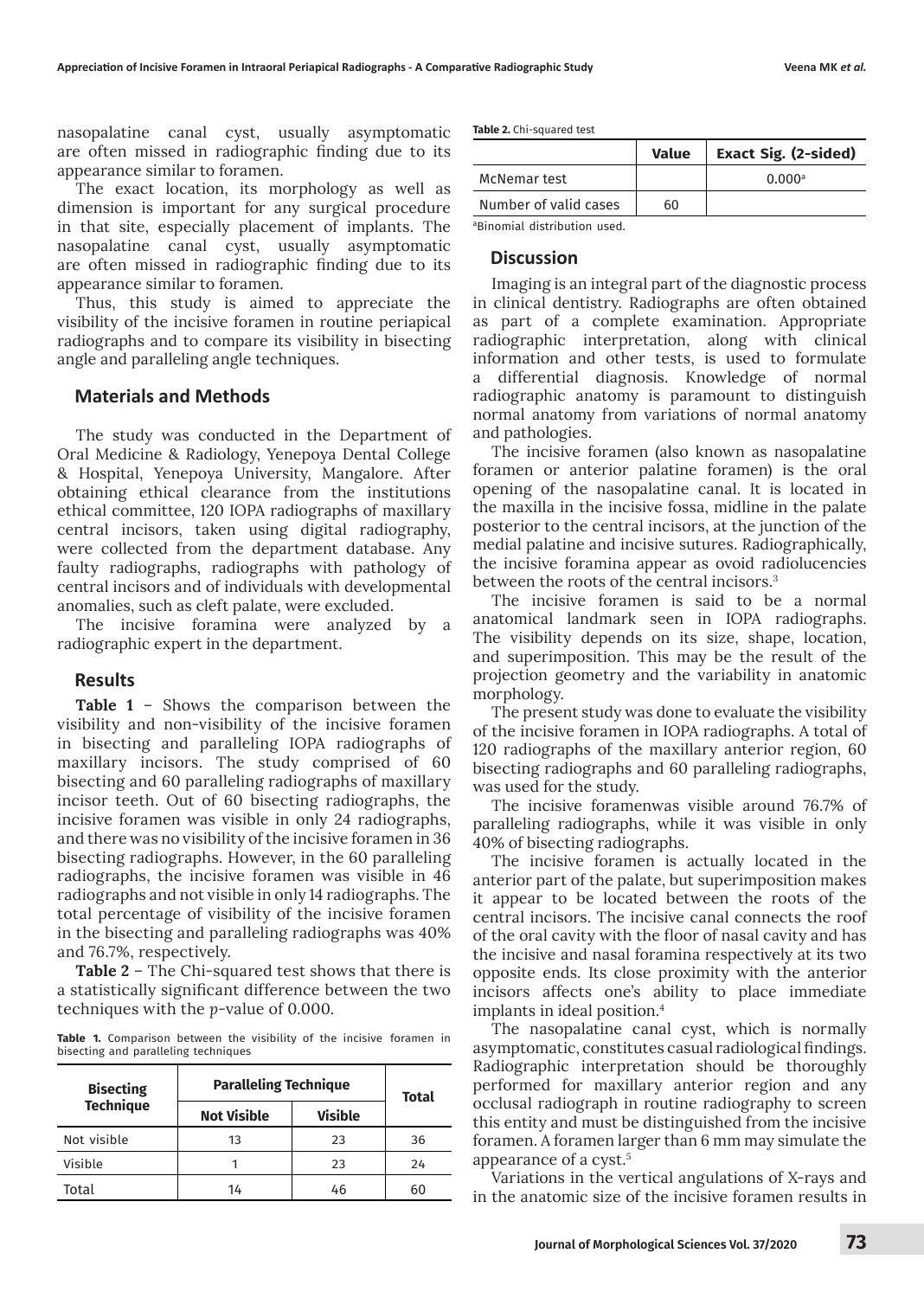nasopalatine canal cyst, usually asymptomatic are often missed in radiographic finding due to its appearance similar to foramen.

The exact location, its morphology as well as dimension is important for any surgical procedure in that site, especially placement of implants. The nasopalatine canal cyst, usually asymptomatic are often missed in radiographic finding due to its appearance similar to foramen.

Thus, this study is aimed to appreciate the visibility of the incisive foramen in routine periapical radiographs and to compare its visibility in bisecting angle and paralleling angle techniques.

## Materials and Methods

The study was conducted in the Department of Oral Medicine & Radiology, Yenepoya Dental College & Hospital, Yenepoya University, Mangalore. After obtaining ethical clearance from the institutions ethical committee, 120 IOPA radiographs of maxillary central incisors, taken using digital radiography, were collected from the department database. Any faulty radiographs, radiographs with pathology of central incisors and of individuals with developmental anomalies, such as cleft palate, were excluded.

The incisive foramina were analyzed by a radiographic expert in the department.

## Results

**Table 1** – Shows the comparison between the visibility and non-visibility of the incisive foramen in bisecting and paralleling IOPA radiographs of maxillary incisors. The study comprised of 60 bisecting and 60 paralleling radiographs of maxillary incisor teeth. Out of 60 bisecting radiographs, the incisive foramen was visible in only 24 radiographs, and there was no visibility of the incisive foramen in 36 bisecting radiographs. However, in the 60 paralleling radiographs, the incisive foramen was visible in 46 radiographs and not visible in only 14 radiographs. The total percentage of visibility of the incisive foramen in the bisecting and paralleling radiographs was 40% and 76.7%, respectively.

**Table 2** – The Chi-squared test shows that there is a statistically significant difference between the two techniques with the $p$-value of 0.000.

**Table 1.** Comparison between the visibility of the incisive foramen in bisecting and paralleling techniques

| Bisecting Technique | Paralleling Technique | | Total |
|---|---|---|---|
| | Not Visible | Visible | |
| Not visible | 13 | 23 | 36 |
| Visible | 1 | 23 | 24 |
| Total | 14 | 46 | 60 |

**Table 2.** Chi-squared test

| | Value | Exact Sig. (2-sided) |
|---|---|---|
| McNemar test | | 0.000[a] |
| Number of valid cases | 60 | |

[a]Binomial distribution used.

## Discussion

Imaging is an integral part of the diagnostic process in clinical dentistry. Radiographs are often obtained as part of a complete examination. Appropriate radiographic interpretation, along with clinical information and other tests, is used to formulate a differential diagnosis. Knowledge of normal radiographic anatomy is paramount to distinguish normal anatomy from variations of normal anatomy and pathologies.

The incisive foramen (also known as nasopalatine foramen or anterior palatine foramen) is the oral opening of the nasopalatine canal. It is located in the maxilla in the incisive fossa, midline in the palate posterior to the central incisors, at the junction of the medial palatine and incisive sutures. Radiographically, the incisive foramina appear as ovoid radiolucencies between the roots of the central incisors.[3]

The incisive foramen is said to be a normal anatomical landmark seen in IOPA radiographs. The visibility depends on its size, shape, location, and superimposition. This may be the result of the projection geometry and the variability in anatomic morphology.

The present study was done to evaluate the visibility of the incisive foramen in IOPA radiographs. A total of 120 radiographs of the maxillary anterior region, 60 bisecting radiographs and 60 paralleling radiographs, was used for the study.

The incisive foramenwas visible around 76.7% of paralleling radiographs, while it was visible in only 40% of bisecting radiographs.

The incisive foramen is actually located in the anterior part of the palate, but superimposition makes it appear to be located between the roots of the central incisors. The incisive canal connects the roof of the oral cavity with the floor of nasal cavity and has the incisive and nasal foramina respectively at its two opposite ends. Its close proximity with the anterior incisors affects one's ability to place immediate implants in ideal position.[4]

The nasopalatine canal cyst, which is normally asymptomatic, constitutes casual radiological findings. Radiographic interpretation should be thoroughly performed for maxillary anterior region and any occlusal radiograph in routine radiography to screen this entity and must be distinguished from the incisive foramen. A foramen larger than 6 mm may simulate the appearance of a cyst.[5]

Variations in the vertical angulations of X-rays and in the anatomic size of the incisive foramen results in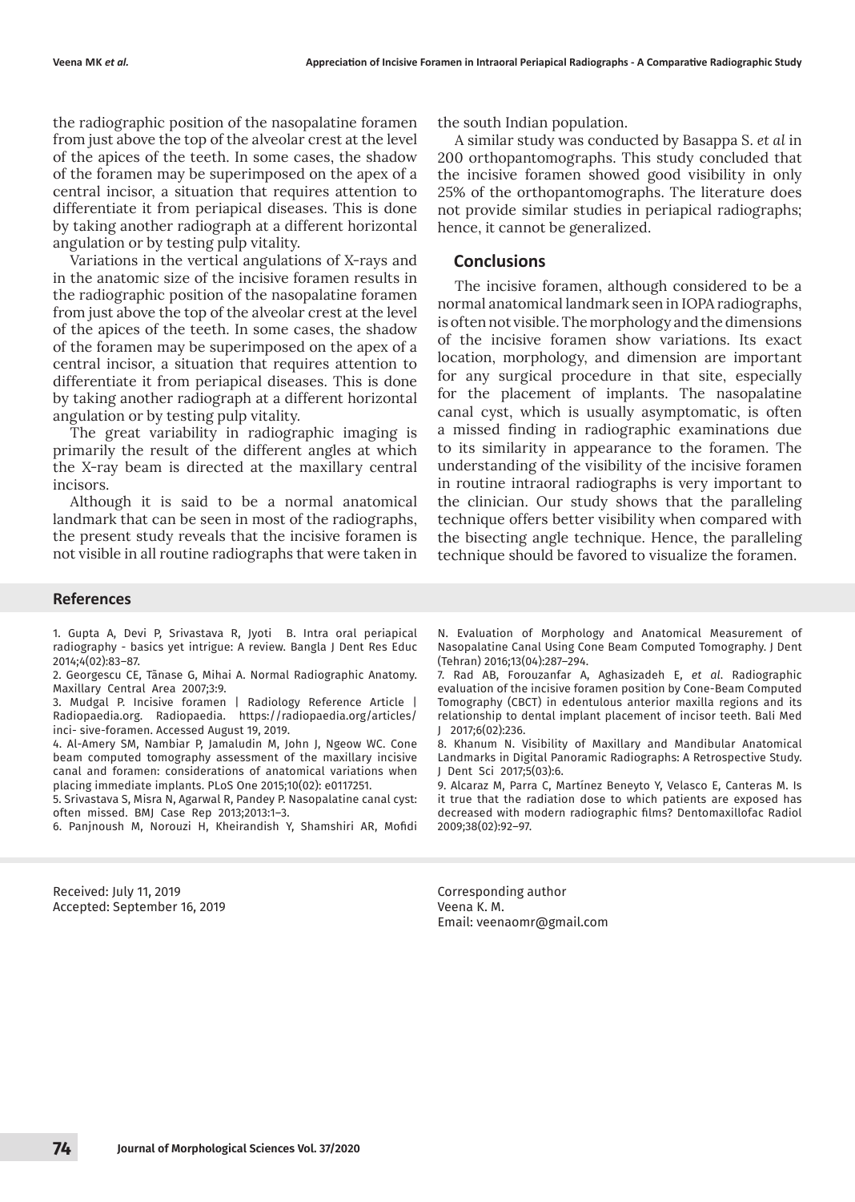the radiographic position of the nasopalatine foramen from just above the top of the alveolar crest at the level of the apices of the teeth. In some cases, the shadow of the foramen may be superimposed on the apex of a central incisor, a situation that requires attention to differentiate it from periapical diseases. This is done by taking another radiograph at a different horizontal angulation or by testing pulp vitality.

Variations in the vertical angulations of X-rays and in the anatomic size of the incisive foramen results in the radiographic position of the nasopalatine foramen from just above the top of the alveolar crest at the level of the apices of the teeth. In some cases, the shadow of the foramen may be superimposed on the apex of a central incisor, a situation that requires attention to differentiate it from periapical diseases. This is done by taking another radiograph at a different horizontal angulation or by testing pulp vitality.

The great variability in radiographic imaging is primarily the result of the different angles at which the X-ray beam is directed at the maxillary central incisors.

Although it is said to be a normal anatomical landmark that can be seen in most of the radiographs, the present study reveals that the incisive foramen is not visible in all routine radiographs that were taken in the south Indian population.

A similar study was conducted by Basappa S. *et al* in 200 orthopantomographs. This study concluded that the incisive foramen showed good visibility in only 25% of the orthopantomographs. The literature does not provide similar studies in periapical radiographs; hence, it cannot be generalized.

## Conclusions

The incisive foramen, although considered to be a normal anatomical landmark seen in IOPA radiographs, is often not visible. The morphology and the dimensions of the incisive foramen show variations. Its exact location, morphology, and dimension are important for any surgical procedure in that site, especially for the placement of implants. The nasopalatine canal cyst, which is usually asymptomatic, is often a missed finding in radiographic examinations due to its similarity in appearance to the foramen. The understanding of the visibility of the incisive foramen in routine intraoral radiographs is very important to the clinician. Our study shows that the paralleling technique offers better visibility when compared with the bisecting angle technique. Hence, the paralleling technique should be favored to visualize the foramen.

## References

1. Gupta A, Devi P, Srivastava R, Jyoti B. Intra oral periapical radiography - basics yet intrigue: A review. Bangla J Dent Res Educ 2014;4(02):83–87.
2. Georgescu CE, Tănase G, Mihai A. Normal Radiographic Anatomy. Maxillary Central Area 2007;3:9.
3. Mudgal P. Incisive foramen | Radiology Reference Article | Radiopaedia.org. Radiopaedia. https://radiopaedia.org/articles/inci- sive-foramen. Accessed August 19, 2019.
4. Al-Amery SM, Nambiar P, Jamaludin M, John J, Ngeow WC. Cone beam computed tomography assessment of the maxillary incisive canal and foramen: considerations of anatomical variations when placing immediate implants. PLoS One 2015;10(02): e0117251.
5. Srivastava S, Misra N, Agarwal R, Pandey P. Nasopalatine canal cyst: often missed. BMJ Case Rep 2013;2013:1–3.
6. Panjnoush M, Norouzi H, Kheirandish Y, Shamshiri AR, Mofidi N. Evaluation of Morphology and Anatomical Measurement of Nasopalatine Canal Using Cone Beam Computed Tomography. J Dent (Tehran) 2016;13(04):287–294.
7. Rad AB, Forouzanfar A, Aghasizadeh E, *et al*. Radiographic evaluation of the incisive foramen position by Cone-Beam Computed Tomography (CBCT) in edentulous anterior maxilla regions and its relationship to dental implant placement of incisor teeth. Bali Med J 2017;6(02):236.
8. Khanum N. Visibility of Maxillary and Mandibular Anatomical Landmarks in Digital Panoramic Radiographs: A Retrospective Study. J Dent Sci 2017;5(03):6.
9. Alcaraz M, Parra C, Martínez Beneyto Y, Velasco E, Canteras M. Is it true that the radiation dose to which patients are exposed has decreased with modern radiographic films? Dentomaxillofac Radiol 2009;38(02):92–97.

Received: July 11, 2019
Accepted: September 16, 2019

Corresponding author
Veena K. M.
Email: veenaomr@gmail.com